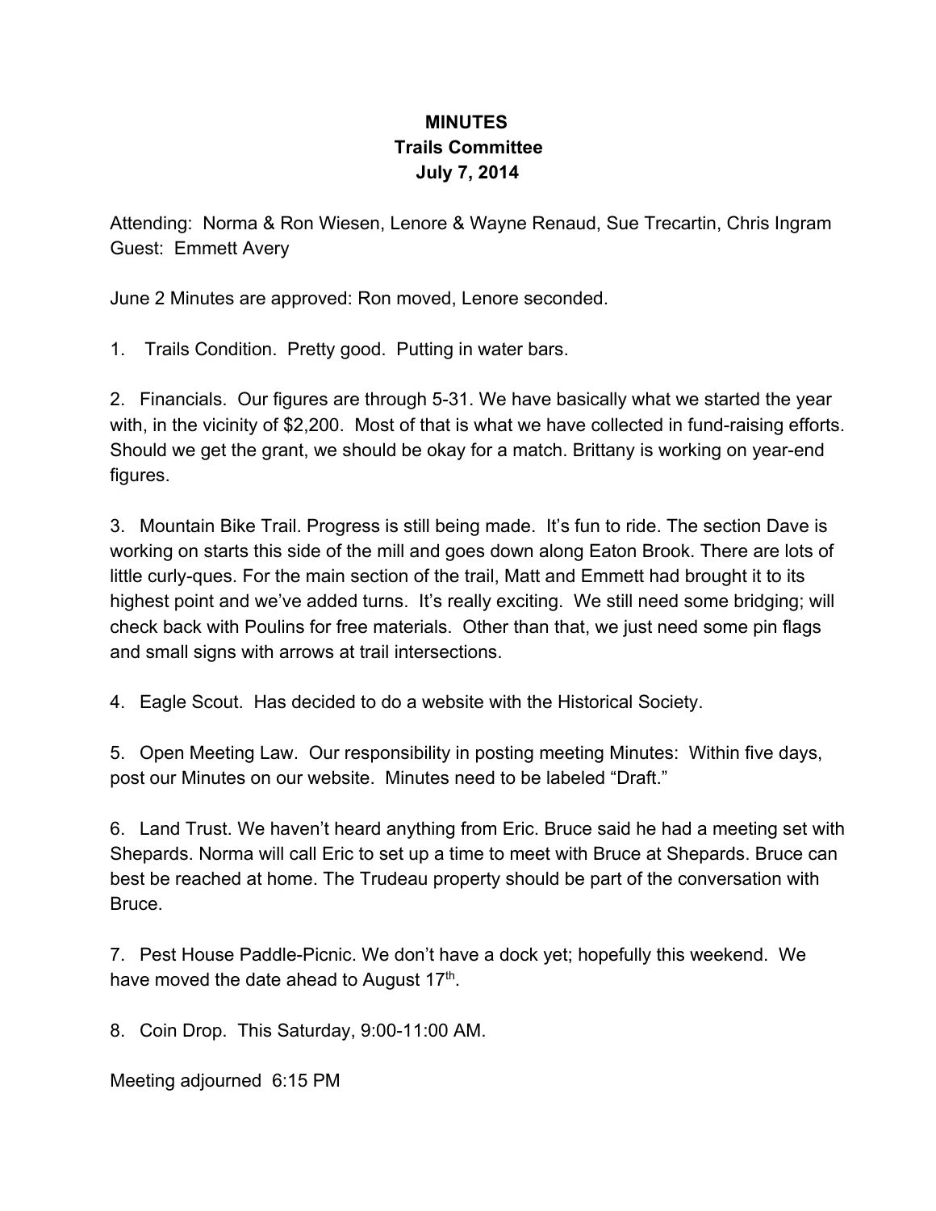# MINUTES
## Trails Committee
## July 7, 2014

Attending: Norma & Ron Wiesen, Lenore & Wayne Renaud, Sue Trecartin, Chris Ingram
Guest: Emmett Avery

June 2 Minutes are approved: Ron moved, Lenore seconded.

1. Trails Condition. Pretty good. Putting in water bars.

2. Financials. Our figures are through 5-31. We have basically what we started the year with, in the vicinity of $2,200. Most of that is what we have collected in fund-raising efforts. Should we get the grant, we should be okay for a match. Brittany is working on year-end figures.

3. Mountain Bike Trail. Progress is still being made. It's fun to ride. The section Dave is working on starts this side of the mill and goes down along Eaton Brook. There are lots of little curly-ques. For the main section of the trail, Matt and Emmett had brought it to its highest point and we've added turns. It's really exciting. We still need some bridging; will check back with Poulins for free materials. Other than that, we just need some pin flags and small signs with arrows at trail intersections.

4. Eagle Scout. Has decided to do a website with the Historical Society.

5. Open Meeting Law. Our responsibility in posting meeting Minutes: Within five days, post our Minutes on our website. Minutes need to be labeled "Draft."

6. Land Trust. We haven't heard anything from Eric. Bruce said he had a meeting set with Shepards. Norma will call Eric to set up a time to meet with Bruce at Shepards. Bruce can best be reached at home. The Trudeau property should be part of the conversation with Bruce.

7. Pest House Paddle-Picnic. We don't have a dock yet; hopefully this weekend. We have moved the date ahead to August 17th.

8. Coin Drop. This Saturday, 9:00-11:00 AM.

Meeting adjourned 6:15 PM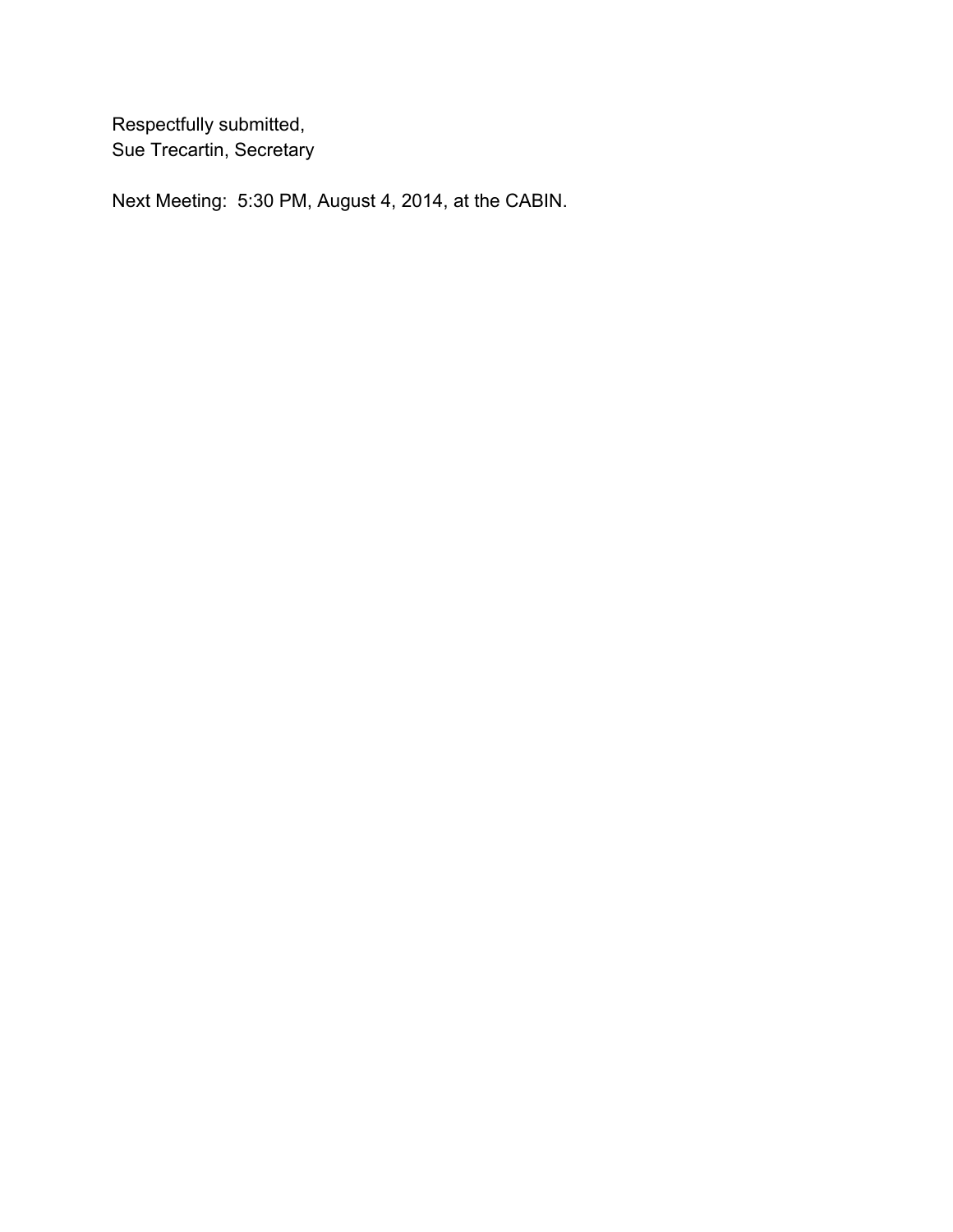Respectfully submitted,
Sue Trecartin, Secretary

Next Meeting: 5:30 PM, August 4, 2014, at the CABIN.